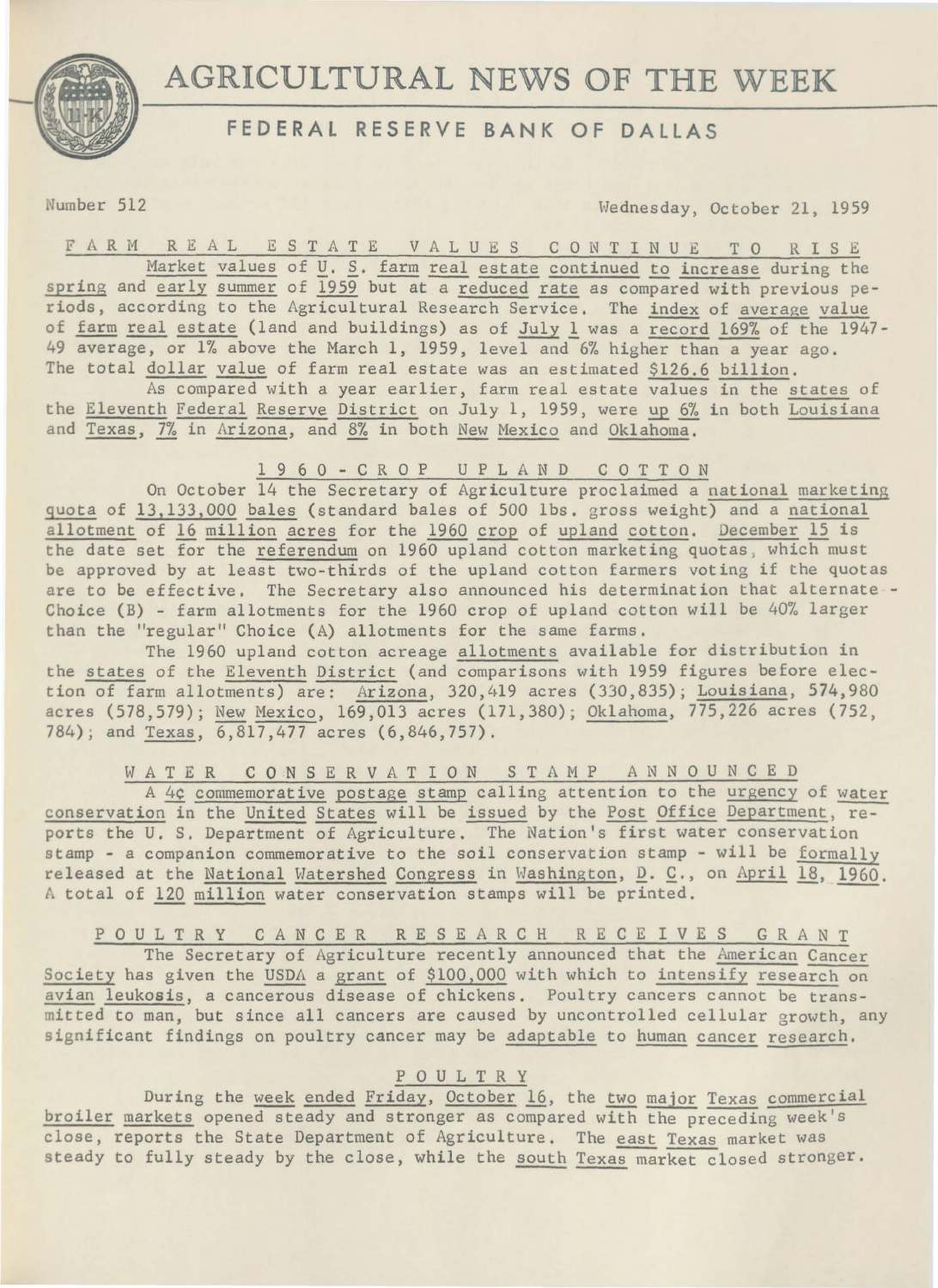# AGRICULTURAL NEWS OF THE WEEK

## FEDERAL RESERVE BANK OF DALLAS

Number 512 Wednesday, October 21, 1959

### FARM REAL ESTATE VALUES CONTINUE TO RISE

Market values of U. S. farm real estate continued to increase during the spring and early summer of 1959 but at a reduced rate as compared with previous periods, according to the Agricultural Research Service. The index of average value of farm real estate (land and buildings) as of July 1 was a record 169% of the 1947-49 average, or 1% above the March 1, 1959, level and 6% higher than a year ago. The total dollar value of farm real estate was an estimated $126.6 billion.

As compared with a year earlier, farm real estate values in the states of the Eleventh Federal Reserve District on July 1, 1959, were up 6% in both Louisiana and Texas, 7% in Arizona, and 8% in both New Mexico and Oklahoma.

### 1960-CROP UPLAND COTTON

On October 14 the Secretary of Agriculture proclaimed a national marketing quota of 13,133,000 bales (standard bales of 500 lbs. gross weight) and a national allotment of 16 million acres for the 1960 crop of upland cotton. December 15 is the date set for the referendum on 1960 upland cotton marketing quotas, which must be approved by at least two-thirds of the upland cotton farmers voting if the quotas are to be effective. The Secretary also announced his determination that alternate - Choice (B) - farm allotments for the 1960 crop of upland cotton will be 40% larger than the "regular" Choice (A) allotments for the same farms.

The 1960 upland cotton acreage allotments available for distribution in the states of the Eleventh District (and comparisons with 1959 figures before election of farm allotments) are: Arizona, 320,419 acres (330,835); Louisiana, 574,980 acres (578,579); New Mexico, 169,013 acres (171,380); Oklahoma, 775,226 acres (752, 784); and Texas, 6,817,477 acres (6,846,757).

### WATER CONSERVATION STAMP ANNOUNCED

A 4¢ commemorative postage stamp calling attention to the urgency of water conservation in the United States will be issued by the Post Office Department, reports the U. S. Department of Agriculture. The Nation's first water conservation stamp - a companion commemorative to the soil conservation stamp - will be formally released at the National Watershed Congress in Washington, D. C., on April 18, 1960. A total of 120 million water conservation stamps will be printed.

### POULTRY CANCER RESEARCH RECEIVES GRANT

The Secretary of Agriculture recently announced that the American Cancer Society has given the USDA a grant of $100,000 with which to intensify research on avian leukosis, a cancerous disease of chickens. Poultry cancers cannot be transmitted to man, but since all cancers are caused by uncontrolled cellular growth, any significant findings on poultry cancer may be adaptable to human cancer research.

### POULTRY

During the week ended Friday, October 16, the two major Texas commercial broiler markets opened steady and stronger as compared with the preceding week's close, reports the State Department of Agriculture. The east Texas market was steady to fully steady by the close, while the south Texas market closed stronger.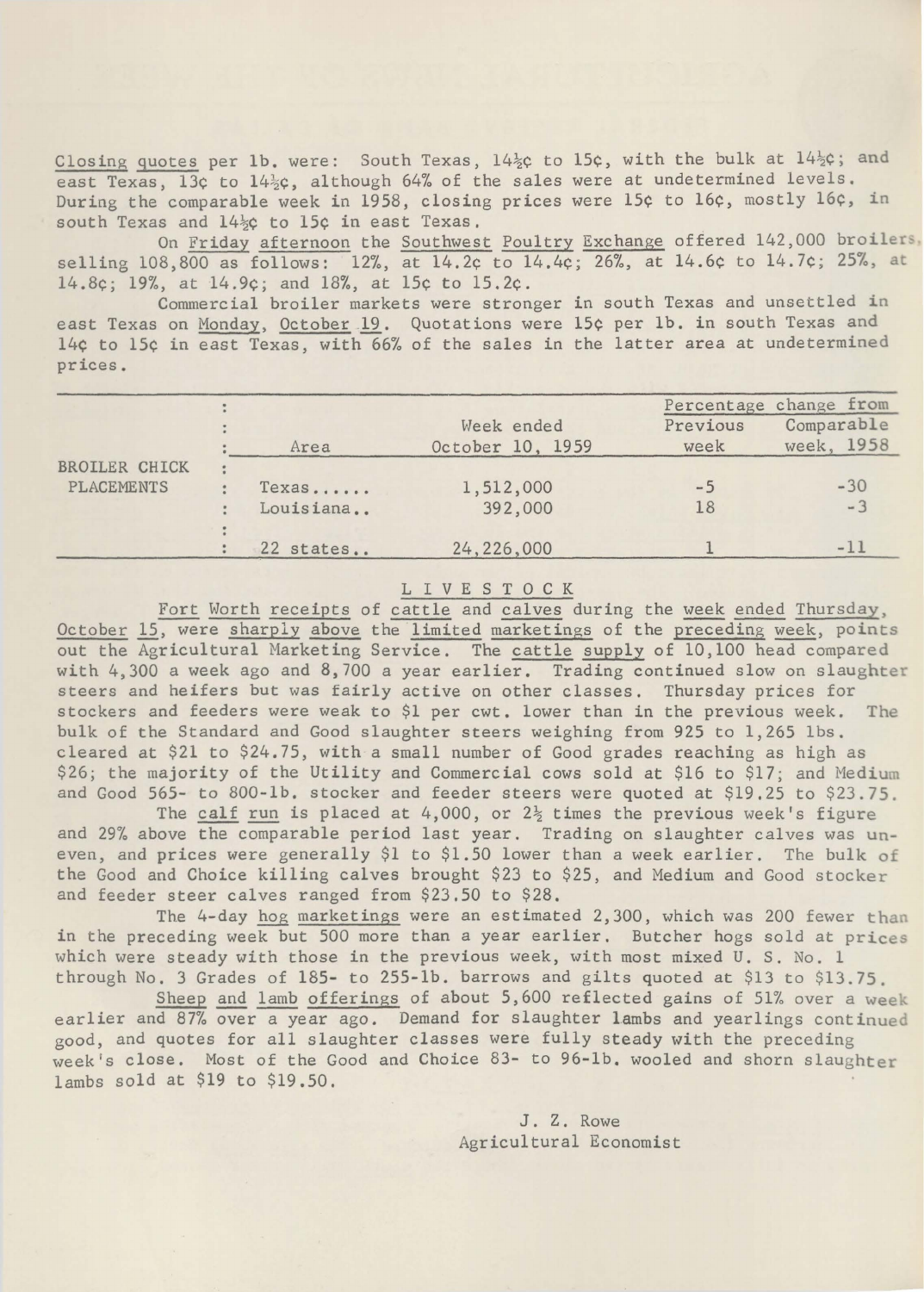Closing quotes per lb. were: South Texas, 14½¢ to 15¢, with the bulk at 14½¢; and east Texas, 13¢ to 14½¢, although 64% of the sales were at undetermined levels. During the comparable week in 1958, closing prices were 15¢ to 16¢, mostly 16¢, in south Texas and 14½¢ to 15¢ in east Texas.

On Friday afternoon the Southwest Poultry Exchange offered 142,000 broilers, selling 108,800 as follows: 12%, at 14.2¢ to 14.4¢; 26%, at 14.6¢ to 14.7¢; 25%, at 14.8¢; 19%, at 14.9¢; and 18%, at 15¢ to 15.2¢.

Commercial broiler markets were stronger in south Texas and unsettled in east Texas on Monday, October 19. Quotations were 15¢ per lb. in south Texas and 14¢ to 15¢ in east Texas, with 66% of the sales in the latter area at undetermined prices.

| | Area | Week ended October 10, 1959 | Percentage change from Previous week | Comparable week, 1958 |
|---|---|---|---|---|
| BROILER CHICK PLACEMENTS | Texas...... | 1,512,000 | -5 | -30 |
| | Louisiana.. | 392,000 | 18 | -3 |
| | 22 states.. | 24,226,000 | 1 | -11 |

## LIVESTOCK

Fort Worth receipts of cattle and calves during the week ended Thursday, October 15, were sharply above the limited marketings of the preceding week, points out the Agricultural Marketing Service. The cattle supply of 10,100 head compared with 4,300 a week ago and 8,700 a year earlier. Trading continued slow on slaughter steers and heifers but was fairly active on other classes. Thursday prices for stockers and feeders were weak to $1 per cwt. lower than in the previous week. The bulk of the Standard and Good slaughter steers weighing from 925 to 1,265 lbs. cleared at $21 to $24.75, with a small number of Good grades reaching as high as $26; the majority of the Utility and Commercial cows sold at $16 to $17; and Medium and Good 565- to 800-lb. stocker and feeder steers were quoted at $19.25 to $23.75.

The calf run is placed at 4,000, or 2½ times the previous week's figure and 29% above the comparable period last year. Trading on slaughter calves was uneven, and prices were generally $1 to $1.50 lower than a week earlier. The bulk of the Good and Choice killing calves brought $23 to $25, and Medium and Good stocker and feeder steer calves ranged from $23.50 to $28.

The 4-day hog marketings were an estimated 2,300, which was 200 fewer than in the preceding week but 500 more than a year earlier. Butcher hogs sold at prices which were steady with those in the previous week, with most mixed U. S. No. 1 through No. 3 Grades of 185- to 255-lb. barrows and gilts quoted at $13 to $13.75.

Sheep and lamb offerings of about 5,600 reflected gains of 51% over a week earlier and 87% over a year ago. Demand for slaughter lambs and yearlings continued good, and quotes for all slaughter classes were fully steady with the preceding week's close. Most of the Good and Choice 83- to 96-lb. wooled and shorn slaughter lambs sold at $19 to $19.50.

J. Z. Rowe
Agricultural Economist